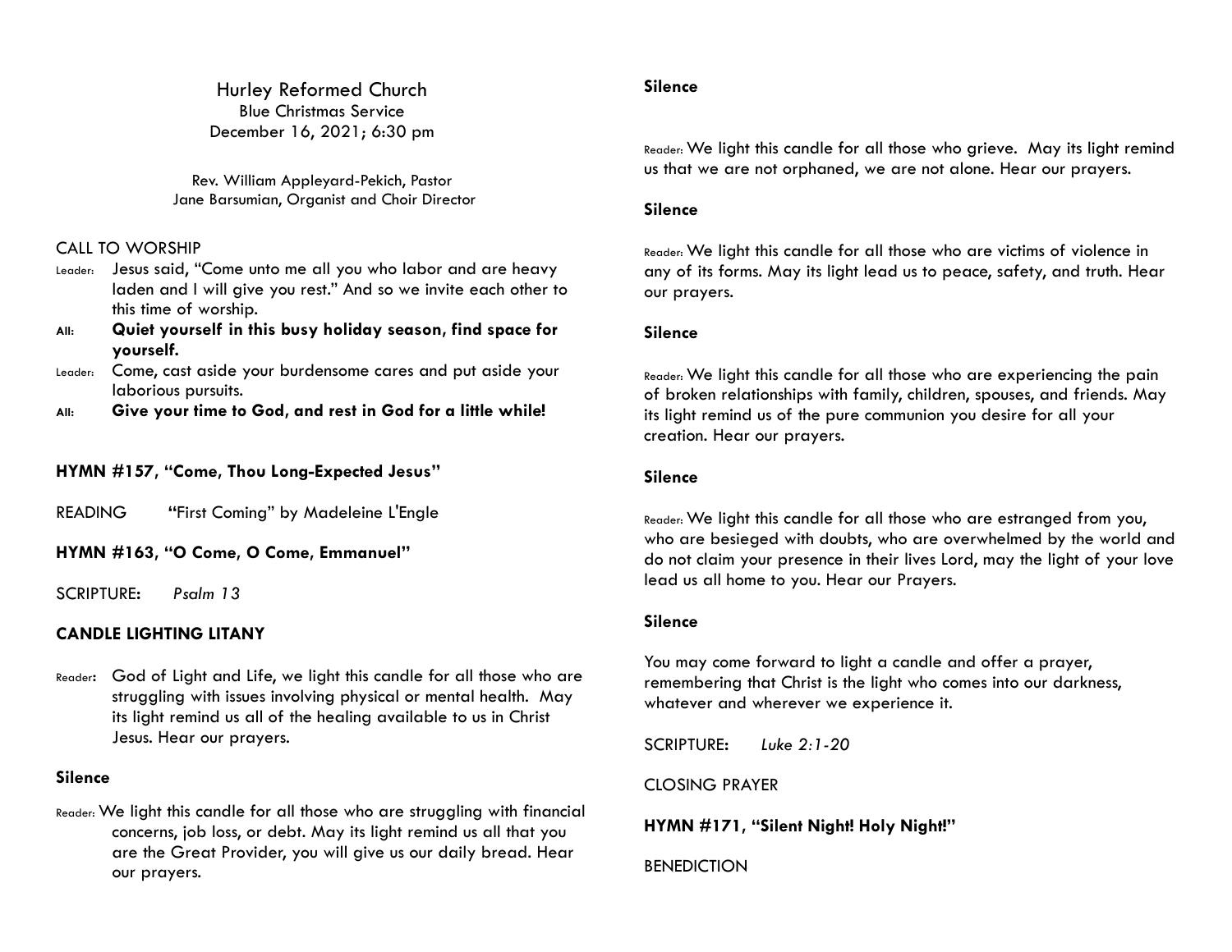# Hurley Reformed Church

Blue Christmas Service

December 16, 2021; 6:30 pm

Rev. William Appleyard-Pekich, Pastor

Jane Barsumian, Organist and Choir Director

## CALL TO WORSHIP

Leader: Jesus said, "Come unto me all you who labor and are heavy laden and I will give you rest." And so we invite each other to this time of worship.

**All: Quiet yourself in this busy holiday season, find space for yourself.**

Leader: Come, cast aside your burdensome cares and put aside your laborious pursuits.

**All: Give your time to God, and rest in God for a little while!**

**HYMN #157, "Come, Thou Long-Expected Jesus"**

READING "First Coming" by Madeleine L'Engle

**HYMN #163, "O Come, O Come, Emmanuel"**

SCRIPTURE: *Psalm 13*

## CANDLE LIGHTING LITANY

Reader: God of Light and Life, we light this candle for all those who are struggling with issues involving physical or mental health. May its light remind us all of the healing available to us in Christ Jesus. Hear our prayers.

**Silence**

Reader: We light this candle for all those who are struggling with financial concerns, job loss, or debt. May its light remind us all that you are the Great Provider, you will give us our daily bread. Hear our prayers.

**Silence**

Reader: We light this candle for all those who grieve. May its light remind us that we are not orphaned, we are not alone. Hear our prayers.

**Silence**

Reader: We light this candle for all those who are victims of violence in any of its forms. May its light lead us to peace, safety, and truth. Hear our prayers.

**Silence**

Reader: We light this candle for all those who are experiencing the pain of broken relationships with family, children, spouses, and friends. May its light remind us of the pure communion you desire for all your creation. Hear our prayers.

**Silence**

Reader: We light this candle for all those who are estranged from you, who are besieged with doubts, who are overwhelmed by the world and do not claim your presence in their lives Lord, may the light of your love lead us all home to you. Hear our Prayers.

**Silence**

You may come forward to light a candle and offer a prayer, remembering that Christ is the light who comes into our darkness, whatever and wherever we experience it.

SCRIPTURE: *Luke 2:1-20*

CLOSING PRAYER

**HYMN #171, "Silent Night! Holy Night!"**

BENEDICTION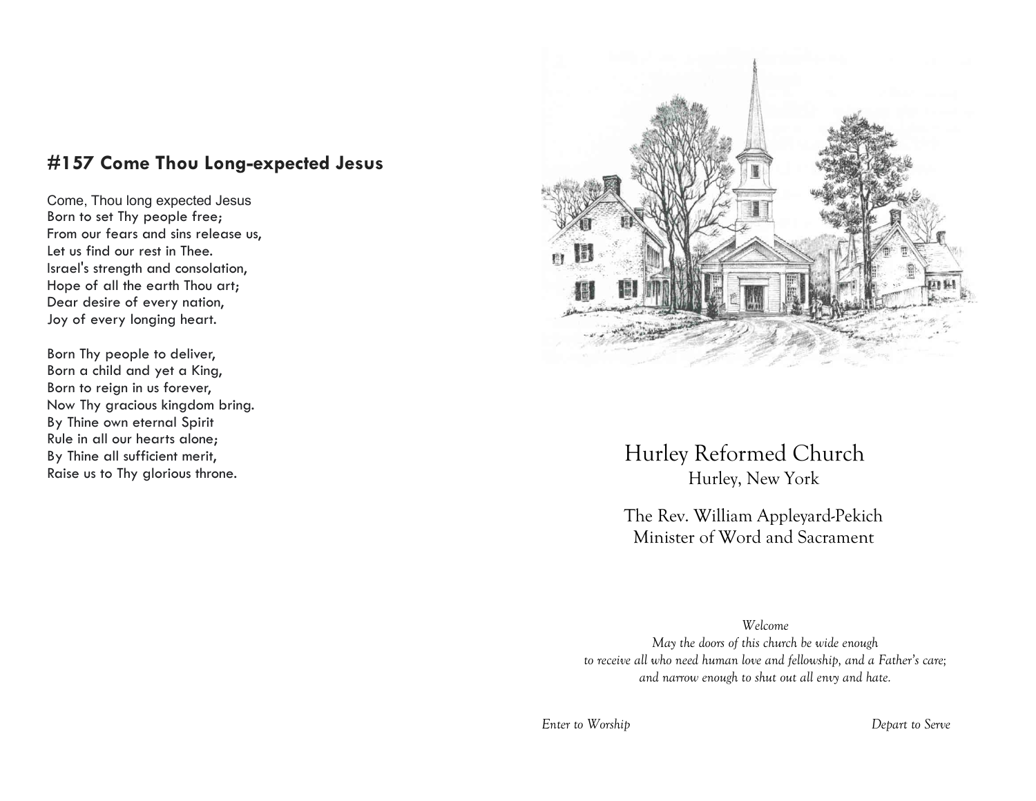## #157 Come Thou Long-expected Jesus

Come, Thou long expected Jesus
Born to set Thy people free;
From our fears and sins release us,
Let us find our rest in Thee.
Israel's strength and consolation,
Hope of all the earth Thou art;
Dear desire of every nation,
Joy of every longing heart.

Born Thy people to deliver,
Born a child and yet a King,
Born to reign in us forever,
Now Thy gracious kingdom bring.
By Thine own eternal Spirit
Rule in all our hearts alone;
By Thine all sufficient merit,
Raise us to Thy glorious throne.

# Hurley Reformed Church

Hurley, New York

The Rev. William Appleyard-Pekich
Minister of Word and Sacrament

*Welcome*
*May the doors of this church be wide enough*
*to receive all who need human love and fellowship, and a Father's care;*
*and narrow enough to shut out all envy and hate.*

*Enter to Worship* *Depart to Serve*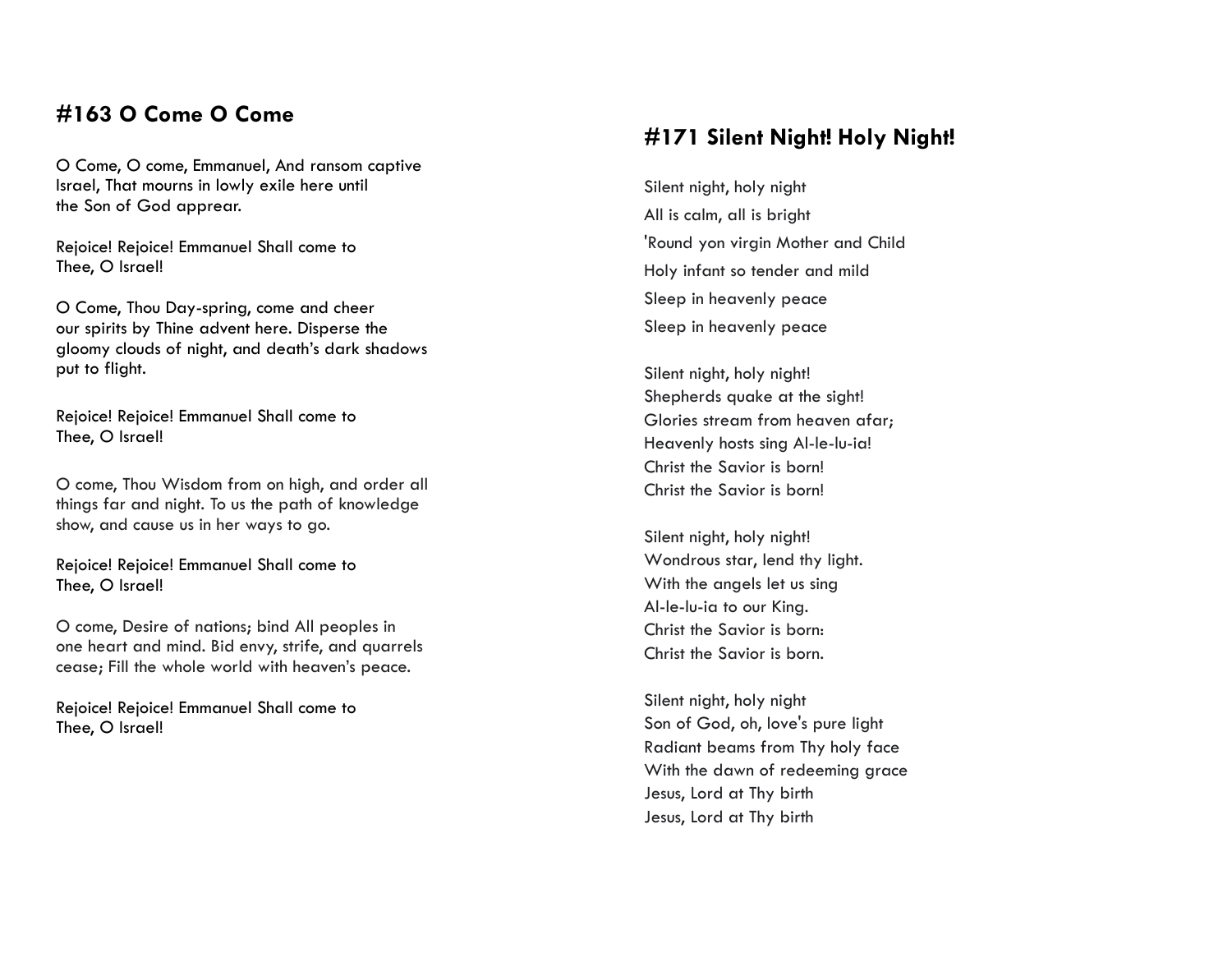## #163 O Come O Come

O Come, O come, Emmanuel, And ransom captive Israel, That mourns in lowly exile here until the Son of God apprear.

Rejoice! Rejoice! Emmanuel Shall come to Thee, O Israel!

O Come, Thou Day-spring, come and cheer our spirits by Thine advent here. Disperse the gloomy clouds of night, and death's dark shadows put to flight.

Rejoice! Rejoice! Emmanuel Shall come to Thee, O Israel!

O come, Thou Wisdom from on high, and order all things far and night. To us the path of knowledge show, and cause us in her ways to go.

Rejoice! Rejoice! Emmanuel Shall come to Thee, O Israel!

O come, Desire of nations; bind All peoples in one heart and mind. Bid envy, strife, and quarrels cease; Fill the whole world with heaven's peace.

Rejoice! Rejoice! Emmanuel Shall come to Thee, O Israel!

## #171 Silent Night! Holy Night!

Silent night, holy night
All is calm, all is bright
'Round yon virgin Mother and Child
Holy infant so tender and mild
Sleep in heavenly peace
Sleep in heavenly peace

Silent night, holy night!
Shepherds quake at the sight!
Glories stream from heaven afar;
Heavenly hosts sing Al-le-lu-ia!
Christ the Savior is born!
Christ the Savior is born!

Silent night, holy night!
Wondrous star, lend thy light.
With the angels let us sing
Al-le-lu-ia to our King.
Christ the Savior is born:
Christ the Savior is born.

Silent night, holy night
Son of God, oh, love's pure light
Radiant beams from Thy holy face
With the dawn of redeeming grace
Jesus, Lord at Thy birth
Jesus, Lord at Thy birth